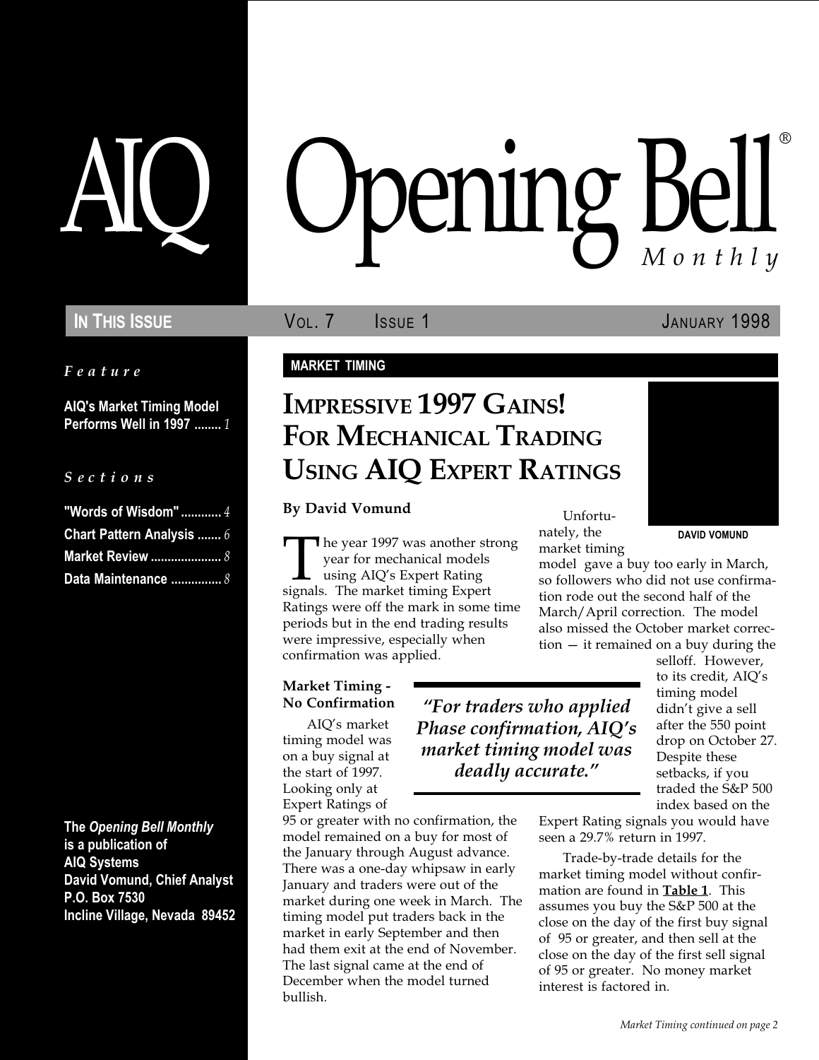# AIQ Opening Bell® Monthly

**IN THIS ISSUE** VOL. 7 ISSUE 1 JANUARY 1998

*Feature*

**AIQ's Market Timing Model Performs Well in 1997** ........ *1*

*Sections*

**"Words of Wisdom"** ............ *4*
**Chart Pattern Analysis** ....... *6*
**Market Review** ..................... *8*
**Data Maintenance** ............... *8*

**The *Opening Bell Monthly* is a publication of AIQ Systems David Vomund, Chief Analyst P.O. Box 7530 Incline Village, Nevada 89452**

**MARKET TIMING**

## IMPRESSIVE 1997 GAINS! FOR MECHANICAL TRADING USING AIQ EXPERT RATINGS

**By David Vomund**

DAVID VOMUND

The year 1997 was another strong year for mechanical models using AIQ's Expert Rating signals. The market timing Expert Ratings were off the mark in some time periods but in the end trading results were impressive, especially when confirmation was applied.

### Market Timing - No Confirmation

AIQ's market timing model was on a buy signal at the start of 1997. Looking only at Expert Ratings of 95 or greater with no confirmation, the model remained on a buy for most of the January through August advance. There was a one-day whipsaw in early January and traders were out of the market during one week in March. The timing model put traders back in the market in early September and then had them exit at the end of November. The last signal came at the end of December when the model turned bullish.

> *"For traders who applied Phase confirmation, AIQ's market timing model was deadly accurate."*

Unfortunately, the market timing model gave a buy too early in March, so followers who did not use confirmation rode out the second half of the March/April correction. The model also missed the October market correction — it remained on a buy during the selloff. However, to its credit, AIQ's timing model didn't give a sell after the 550 point drop on October 27. Despite these setbacks, if you traded the S&P 500 index based on the Expert Rating signals you would have seen a 29.7% return in 1997.

Trade-by-trade details for the market timing model without confirmation are found in **Table 1**. This assumes you buy the S&P 500 at the close on the day of the first buy signal of 95 or greater, and then sell at the close on the day of the first sell signal of 95 or greater. No money market interest is factored in.

*Market Timing continued on page 2*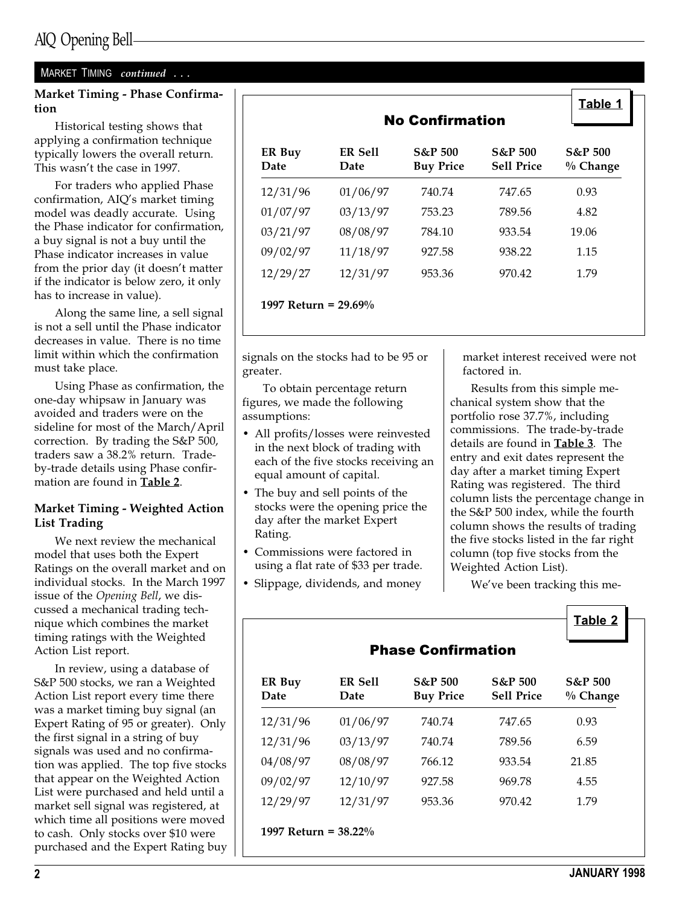MARKET TIMING *continued* . . .

### Market Timing - Phase Confirmation

Historical testing shows that applying a confirmation technique typically lowers the overall return. This wasn't the case in 1997.

For traders who applied Phase confirmation, AIQ's market timing model was deadly accurate. Using the Phase indicator for confirmation, a buy signal is not a buy until the Phase indicator increases in value from the prior day (it doesn't matter if the indicator is below zero, it only has to increase in value).

Along the same line, a sell signal is not a sell until the Phase indicator decreases in value. There is no time limit within which the confirmation must take place.

Using Phase as confirmation, the one-day whipsaw in January was avoided and traders were on the sideline for most of the March/April correction. By trading the S&P 500, traders saw a 38.2% return. Trade-by-trade details using Phase confirmation are found in **Table 2**.

### Market Timing - Weighted Action List Trading

We next review the mechanical model that uses both the Expert Ratings on the overall market and on individual stocks. In the March 1997 issue of the *Opening Bell*, we discussed a mechanical trading technique which combines the market timing ratings with the Weighted Action List report.

In review, using a database of S&P 500 stocks, we ran a Weighted Action List report every time there was a market timing buy signal (an Expert Rating of 95 or greater). Only the first signal in a string of buy signals was used and no confirmation was applied. The top five stocks that appear on the Weighted Action List were purchased and held until a market sell signal was registered, at which time all positions were moved to cash. Only stocks over $10 were purchased and the Expert Rating buy signals on the stocks had to be 95 or greater.

To obtain percentage return figures, we made the following assumptions:

- All profits/losses were reinvested in the next block of trading with each of the five stocks receiving an equal amount of capital.
- The buy and sell points of the stocks were the opening price the day after the market Expert Rating.
- Commissions were factored in using a flat rate of $33 per trade.
- Slippage, dividends, and money market interest received were not factored in.

Results from this simple mechanical system show that the portfolio rose 37.7%, including commissions. The trade-by-trade details are found in **Table 3**. The entry and exit dates represent the day after a market timing Expert Rating was registered. The third column lists the percentage change in the S&P 500 index, while the fourth column shows the results of trading the five stocks listed in the far right column (top five stocks from the Weighted Action List).

We've been tracking this me-

**Table 1**

**No Confirmation**

| ER Buy Date | ER Sell Date | S&P 500 Buy Price | S&P 500 Sell Price | S&P 500 % Change |
|---|---|---|---|---|
| 12/31/96 | 01/06/97 | 740.74 | 747.65 | 0.93 |
| 01/07/97 | 03/13/97 | 753.23 | 789.56 | 4.82 |
| 03/21/97 | 08/08/97 | 784.10 | 933.54 | 19.06 |
| 09/02/97 | 11/18/97 | 927.58 | 938.22 | 1.15 |
| 12/29/27 | 12/31/97 | 953.36 | 970.42 | 1.79 |

**1997 Return = 29.69%**

**Table 2**

**Phase Confirmation**

| ER Buy Date | ER Sell Date | S&P 500 Buy Price | S&P 500 Sell Price | S&P 500 % Change |
|---|---|---|---|---|
| 12/31/96 | 01/06/97 | 740.74 | 747.65 | 0.93 |
| 12/31/96 | 03/13/97 | 740.74 | 789.56 | 6.59 |
| 04/08/97 | 08/08/97 | 766.12 | 933.54 | 21.85 |
| 09/02/97 | 12/10/97 | 927.58 | 969.78 | 4.55 |
| 12/29/97 | 12/31/97 | 953.36 | 970.42 | 1.79 |

**1997 Return = 38.22%**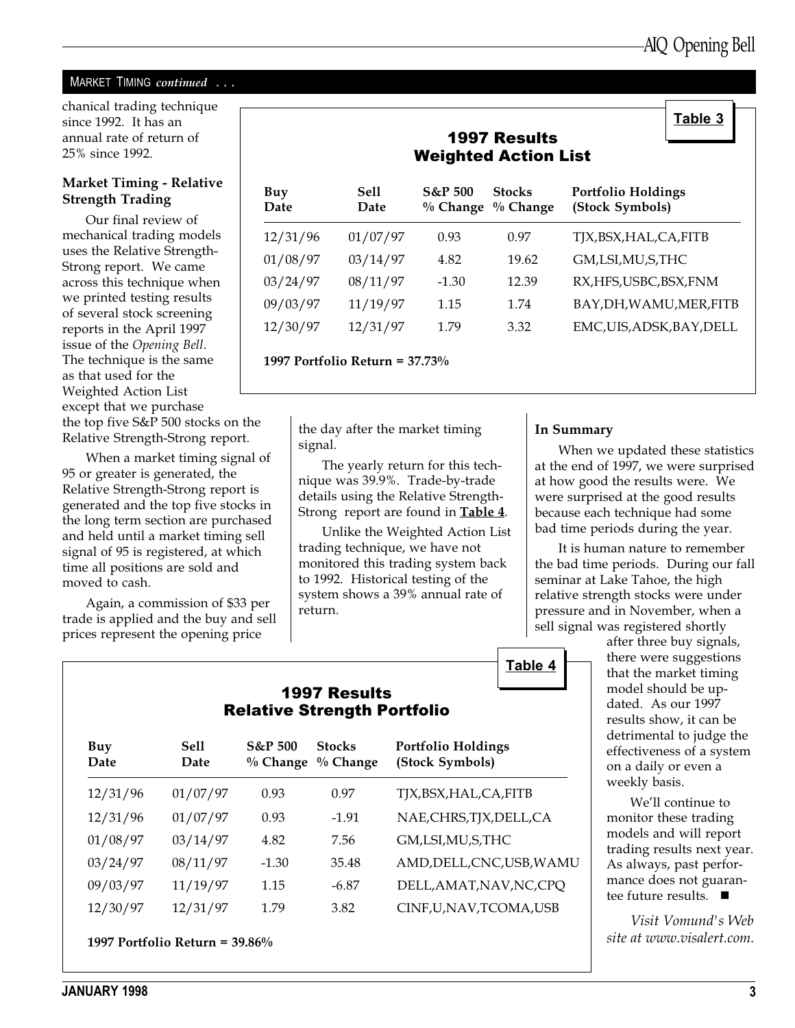MARKET TIMING *continued* . . .

chanical trading technique since 1992. It has an annual rate of return of 25% since 1992.

**Table 3**

**1997 Results**
**Weighted Action List**

| Buy Date | Sell Date | S&P 500 % Change | Stocks % Change | Portfolio Holdings (Stock Symbols) |
|---|---|---|---|---|
| 12/31/96 | 01/07/97 | 0.93 | 0.97 | TJX,BSX,HAL,CA,FITB |
| 01/08/97 | 03/14/97 | 4.82 | 19.62 | GM,LSI,MU,S,THC |
| 03/24/97 | 08/11/97 | -1.30 | 12.39 | RX,HFS,USBC,BSX,FNM |
| 09/03/97 | 11/19/97 | 1.15 | 1.74 | BAY,DH,WAMU,MER,FITB |
| 12/30/97 | 12/31/97 | 1.79 | 3.32 | EMC,UIS,ADSK,BAY,DELL |

**1997 Portfolio Return = 37.73%**

### Market Timing - Relative Strength Trading

Our final review of mechanical trading models uses the Relative Strength-Strong report. We came across this technique when we printed testing results of several stock screening reports in the April 1997 issue of the *Opening Bell*. The technique is the same as that used for the Weighted Action List except that we purchase the top five S&P 500 stocks on the Relative Strength-Strong report.

When a market timing signal of 95 or greater is generated, the Relative Strength-Strong report is generated and the top five stocks in the long term section are purchased and held until a market timing sell signal of 95 is registered, at which time all positions are sold and moved to cash.

Again, a commission of $33 per trade is applied and the buy and sell prices represent the opening price the day after the market timing signal.

The yearly return for this technique was 39.9%. Trade-by-trade details using the Relative Strength-Strong report are found in **Table 4**.

Unlike the Weighted Action List trading technique, we have not monitored this trading system back to 1992. Historical testing of the system shows a 39% annual rate of return.

**Table 4**

**1997 Results**
**Relative Strength Portfolio**

| Buy Date | Sell Date | S&P 500 % Change | Stocks % Change | Portfolio Holdings (Stock Symbols) |
|---|---|---|---|---|
| 12/31/96 | 01/07/97 | 0.93 | 0.97 | TJX,BSX,HAL,CA,FITB |
| 12/31/96 | 01/07/97 | 0.93 | -1.91 | NAE,CHRS,TJX,DELL,CA |
| 01/08/97 | 03/14/97 | 4.82 | 7.56 | GM,LSI,MU,S,THC |
| 03/24/97 | 08/11/97 | -1.30 | 35.48 | AMD,DELL,CNC,USB,WAMU |
| 09/03/97 | 11/19/97 | 1.15 | -6.87 | DELL,AMAT,NAV,NC,CPQ |
| 12/30/97 | 12/31/97 | 1.79 | 3.82 | CINF,U,NAV,TCOMA,USB |

**1997 Portfolio Return = 39.86%**

### In Summary

When we updated these statistics at the end of 1997, we were surprised at how good the results were. We were surprised at the good results because each technique had some bad time periods during the year.

It is human nature to remember the bad time periods. During our fall seminar at Lake Tahoe, the high relative strength stocks were under pressure and in November, when a sell signal was registered shortly after three buy signals, there were suggestions that the market timing model should be updated. As our 1997 results show, it can be detrimental to judge the effectiveness of a system on a daily or even a weekly basis.

We'll continue to monitor these trading models and will report trading results next year. As always, past performance does not guarantee future results. ■

*Visit Vomund's Web site at www.visalert.com.*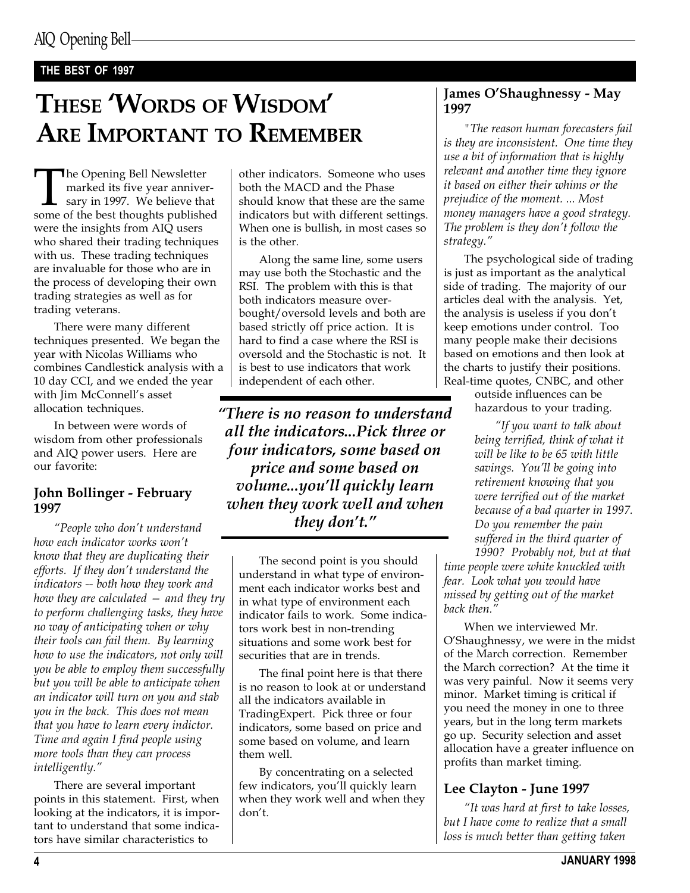**THE BEST OF 1997**

# These 'Words of Wisdom' Are Important to Remember

The Opening Bell Newsletter marked its five year anniversary in 1997. We believe that some of the best thoughts published were the insights from AIQ users who shared their trading techniques with us. These trading techniques are invaluable for those who are in the process of developing their own trading strategies as well as for trading veterans.

There were many different techniques presented. We began the year with Nicolas Williams who combines Candlestick analysis with a 10 day CCI, and we ended the year with Jim McConnell's asset allocation techniques.

In between were words of wisdom from other professionals and AIQ power users. Here are our favorite:

### John Bollinger - February 1997

*"People who don't understand how each indicator works won't know that they are duplicating their efforts. If they don't understand the indicators -- both how they work and how they are calculated — and they try to perform challenging tasks, they have no way of anticipating when or why their tools can fail them. By learning how to use the indicators, not only will you be able to employ them successfully but you will be able to anticipate when an indicator will turn on you and stab you in the back. This does not mean that you have to learn every indictor. Time and again I find people using more tools than they can process intelligently."*

There are several important points in this statement. First, when looking at the indicators, it is important to understand that some indicators have similar characteristics to other indicators. Someone who uses both the MACD and the Phase should know that these are the same indicators but with different settings. When one is bullish, in most cases so is the other.

Along the same line, some users may use both the Stochastic and the RSI. The problem with this is that both indicators measure overbought/oversold levels and both are based strictly off price action. It is hard to find a case where the RSI is oversold and the Stochastic is not. It is best to use indicators that work independent of each other.

> ***"There is no reason to understand all the indicators...Pick three or four indicators, some based on price and some based on volume...you'll quickly learn when they work well and when they don't."***

The second point is you should understand in what type of environment each indicator works best and in what type of environment each indicator fails to work. Some indicators work best in non-trending situations and some work best for securities that are in trends.

The final point here is that there is no reason to look at or understand all the indicators available in TradingExpert. Pick three or four indicators, some based on price and some based on volume, and learn them well.

By concentrating on a selected few indicators, you'll quickly learn when they work well and when they don't.

### James O'Shaughnessy - May 1997

*"The reason human forecasters fail is they are inconsistent. One time they use a bit of information that is highly relevant and another time they ignore it based on either their whims or the prejudice of the moment. ... Most money managers have a good strategy. The problem is they don't follow the strategy."*

The psychological side of trading is just as important as the analytical side of trading. The majority of our articles deal with the analysis. Yet, the analysis is useless if you don't keep emotions under control. Too many people make their decisions based on emotions and then look at the charts to justify their positions. Real-time quotes, CNBC, and other outside influences can be hazardous to your trading.

*"If you want to talk about being terrified, think of what it will be like to be 65 with little savings. You'll be going into retirement knowing that you were terrified out of the market because of a bad quarter in 1997. Do you remember the pain suffered in the third quarter of 1990? Probably not, but at that time people were white knuckled with fear. Look what you would have missed by getting out of the market back then."*

When we interviewed Mr. O'Shaughnessy, we were in the midst of the March correction. Remember the March correction? At the time it was very painful. Now it seems very minor. Market timing is critical if you need the money in one to three years, but in the long term markets go up. Security selection and asset allocation have a greater influence on profits than market timing.

### Lee Clayton - June 1997

*"It was hard at first to take losses, but I have come to realize that a small loss is much better than getting taken*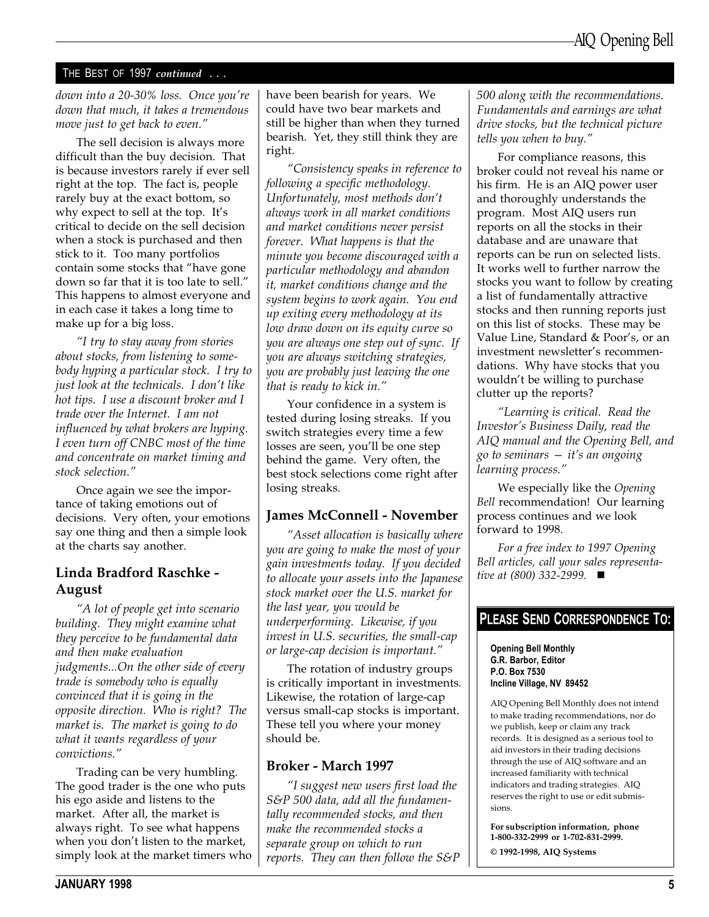THE BEST OF 1997 *continued* . . .

*down into a 20-30% loss. Once you're down that much, it takes a tremendous move just to get back to even."*

The sell decision is always more difficult than the buy decision. That is because investors rarely if ever sell right at the top. The fact is, people rarely buy at the exact bottom, so why expect to sell at the top. It's critical to decide on the sell decision when a stock is purchased and then stick to it. Too many portfolios contain some stocks that "have gone down so far that it is too late to sell." This happens to almost everyone and in each case it takes a long time to make up for a big loss.

*"I try to stay away from stories about stocks, from listening to somebody hyping a particular stock. I try to just look at the technicals. I don't like hot tips. I use a discount broker and I trade over the Internet. I am not influenced by what brokers are hyping. I even turn off CNBC most of the time and concentrate on market timing and stock selection."*

Once again we see the importance of taking emotions out of decisions. Very often, your emotions say one thing and then a simple look at the charts say another.

## Linda Bradford Raschke - August

*"A lot of people get into scenario building. They might examine what they perceive to be fundamental data and then make evaluation judgments...On the other side of every trade is somebody who is equally convinced that it is going in the opposite direction. Who is right? The market is. The market is going to do what it wants regardless of your convictions."*

Trading can be very humbling. The good trader is the one who puts his ego aside and listens to the market. After all, the market is always right. To see what happens when you don't listen to the market, simply look at the market timers who have been bearish for years. We could have two bear markets and still be higher than when they turned bearish. Yet, they still think they are right.

*"Consistency speaks in reference to following a specific methodology. Unfortunately, most methods don't always work in all market conditions and market conditions never persist forever. What happens is that the minute you become discouraged with a particular methodology and abandon it, market conditions change and the system begins to work again. You end up exiting every methodology at its low draw down on its equity curve so you are always one step out of sync. If you are always switching strategies, you are probably just leaving the one that is ready to kick in."*

Your confidence in a system is tested during losing streaks. If you switch strategies every time a few losses are seen, you'll be one step behind the game. Very often, the best stock selections come right after losing streaks.

## James McConnell - November

*"Asset allocation is basically where you are going to make the most of your gain investments today. If you decided to allocate your assets into the Japanese stock market over the U.S. market for the last year, you would be underperforming. Likewise, if you invest in U.S. securities, the small-cap or large-cap decision is important."*

The rotation of industry groups is critically important in investments. Likewise, the rotation of large-cap versus small-cap stocks is important. These tell you where your money should be.

## Broker - March 1997

*"I suggest new users first load the S&P 500 data, add all the fundamentally recommended stocks, and then make the recommended stocks a separate group on which to run reports. They can then follow the S&P 500 along with the recommendations. Fundamentals and earnings are what drive stocks, but the technical picture tells you when to buy."*

For compliance reasons, this broker could not reveal his name or his firm. He is an AIQ power user and thoroughly understands the program. Most AIQ users run reports on all the stocks in their database and are unaware that reports can be run on selected lists. It works well to further narrow the stocks you want to follow by creating a list of fundamentally attractive stocks and then running reports just on this list of stocks. These may be Value Line, Standard & Poor's, or an investment newsletter's recommendations. Why have stocks that you wouldn't be willing to purchase clutter up the reports?

*"Learning is critical. Read the Investor's Business Daily, read the AIQ manual and the Opening Bell, and go to seminars — it's an ongoing learning process."*

We especially like the *Opening Bell* recommendation! Our learning process continues and we look forward to 1998.

*For a free index to 1997 Opening Bell articles, call your sales representative at (800) 332-2999.* ■

## PLEASE SEND CORRESPONDENCE TO:

**Opening Bell Monthly**
**G.R. Barbor, Editor**
**P.O. Box 7530**
**Incline Village, NV 89452**

AIQ Opening Bell Monthly does not intend to make trading recommendations, nor do we publish, keep or claim any track records. It is designed as a serious tool to aid investors in their trading decisions through the use of AIQ software and an increased familiarity with technical indicators and trading strategies. AIQ reserves the right to use or edit submissions.

**For subscription information, phone 1-800-332-2999 or 1-702-831-2999.**

**© 1992-1998, AIQ Systems**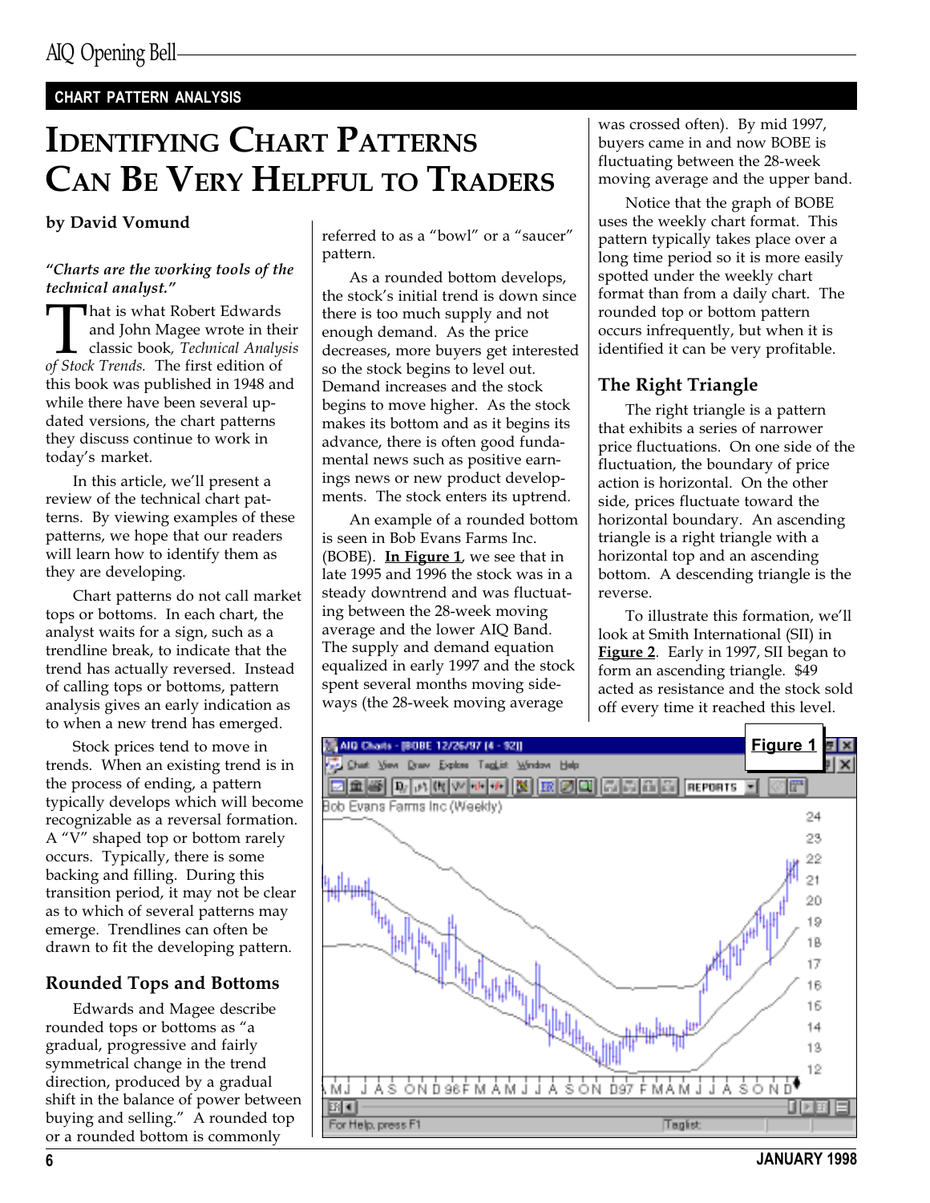## CHART PATTERN ANALYSIS

# Identifying Chart Patterns Can Be Very Helpful to Traders

**by David Vomund**

***"Charts are the working tools of the technical analyst."***

That is what Robert Edwards and John Magee wrote in their classic book, *Technical Analysis of Stock Trends.* The first edition of this book was published in 1948 and while there have been several updated versions, the chart patterns they discuss continue to work in today's market.

In this article, we'll present a review of the technical chart patterns. By viewing examples of these patterns, we hope that our readers will learn how to identify them as they are developing.

Chart patterns do not call market tops or bottoms. In each chart, the analyst waits for a sign, such as a trendline break, to indicate that the trend has actually reversed. Instead of calling tops or bottoms, pattern analysis gives an early indication as to when a new trend has emerged.

Stock prices tend to move in trends. When an existing trend is in the process of ending, a pattern typically develops which will become recognizable as a reversal formation. A "V" shaped top or bottom rarely occurs. Typically, there is some backing and filling. During this transition period, it may not be clear as to which of several patterns may emerge. Trendlines can often be drawn to fit the developing pattern.

## Rounded Tops and Bottoms

Edwards and Magee describe rounded tops or bottoms as "a gradual, progressive and fairly symmetrical change in the trend direction, produced by a gradual shift in the balance of power between buying and selling." A rounded top or a rounded bottom is commonly referred to as a "bowl" or a "saucer" pattern.

As a rounded bottom develops, the stock's initial trend is down since there is too much supply and not enough demand. As the price decreases, more buyers get interested so the stock begins to level out. Demand increases and the stock begins to move higher. As the stock makes its bottom and as it begins its advance, there is often good fundamental news such as positive earnings news or new product developments. The stock enters its uptrend.

An example of a rounded bottom is seen in Bob Evans Farms Inc. (BOBE). **In Figure 1**, we see that in late 1995 and 1996 the stock was in a steady downtrend and was fluctuating between the 28-week moving average and the lower AIQ Band. The supply and demand equation equalized in early 1997 and the stock spent several months moving sideways (the 28-week moving average was crossed often). By mid 1997, buyers came in and now BOBE is fluctuating between the 28-week moving average and the upper band.

Notice that the graph of BOBE uses the weekly chart format. This pattern typically takes place over a long time period so it is more easily spotted under the weekly chart format than from a daily chart. The rounded top or bottom pattern occurs infrequently, but when it is identified it can be very profitable.

## The Right Triangle

The right triangle is a pattern that exhibits a series of narrower price fluctuations. On one side of the fluctuation, the boundary of price action is horizontal. On the other side, prices fluctuate toward the horizontal boundary. An ascending triangle is a right triangle with a horizontal top and an ascending bottom. A descending triangle is the reverse.

To illustrate this formation, we'll look at Smith International (SII) in **Figure 2**. Early in 1997, SII began to form an ascending triangle. $49 acted as resistance and the stock sold off every time it reached this level.

**Figure 1**

AIQ Charts - [BOBE 12/26/97 (4 - 92)]

Bob Evans Farms Inc (Weekly)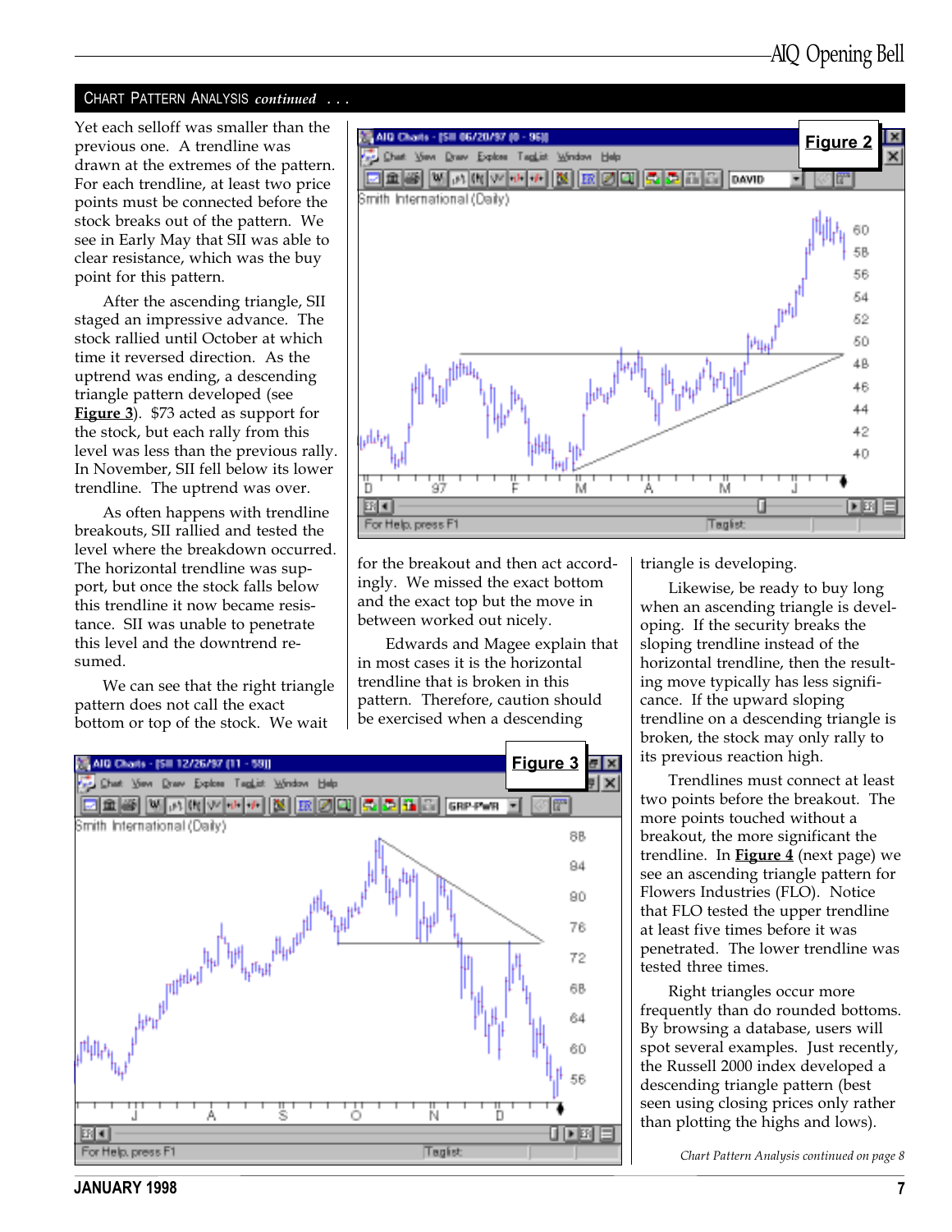## Chart Pattern Analysis *continued* . . .

Yet each selloff was smaller than the previous one. A trendline was drawn at the extremes of the pattern. For each trendline, at least two price points must be connected before the stock breaks out of the pattern. We see in Early May that SII was able to clear resistance, which was the buy point for this pattern.

After the ascending triangle, SII staged an impressive advance. The stock rallied until October at which time it reversed direction. As the uptrend was ending, a descending triangle pattern developed (see **Figure 3**). $73 acted as support for the stock, but each rally from this level was less than the previous rally. In November, SII fell below its lower trendline. The uptrend was over.

As often happens with trendline breakouts, SII rallied and tested the level where the breakdown occurred. The horizontal trendline was support, but once the stock falls below this trendline it now became resistance. SII was unable to penetrate this level and the downtrend resumed.

We can see that the right triangle pattern does not call the exact bottom or top of the stock. We wait for the breakout and then act accordingly. We missed the exact bottom and the exact top but the move in between worked out nicely.

Edwards and Magee explain that in most cases it is the horizontal trendline that is broken in this pattern. Therefore, caution should be exercised when a descending triangle is developing.

Likewise, be ready to buy long when an ascending triangle is developing. If the security breaks the sloping trendline instead of the horizontal trendline, then the resulting move typically has less significance. If the upward sloping trendline on a descending triangle is broken, the stock may only rally to its previous reaction high.

Trendlines must connect at least two points before the breakout. The more points touched without a breakout, the more significant the trendline. In **Figure 4** (next page) we see an ascending triangle pattern for Flowers Industries (FLO). Notice that FLO tested the upper trendline at least five times before it was penetrated. The lower trendline was tested three times.

Right triangles occur more frequently than do rounded bottoms. By browsing a database, users will spot several examples. Just recently, the Russell 2000 index developed a descending triangle pattern (best seen using closing prices only rather than plotting the highs and lows).

*Chart Pattern Analysis continued on page 8*

**Figure 2**

**Figure 3**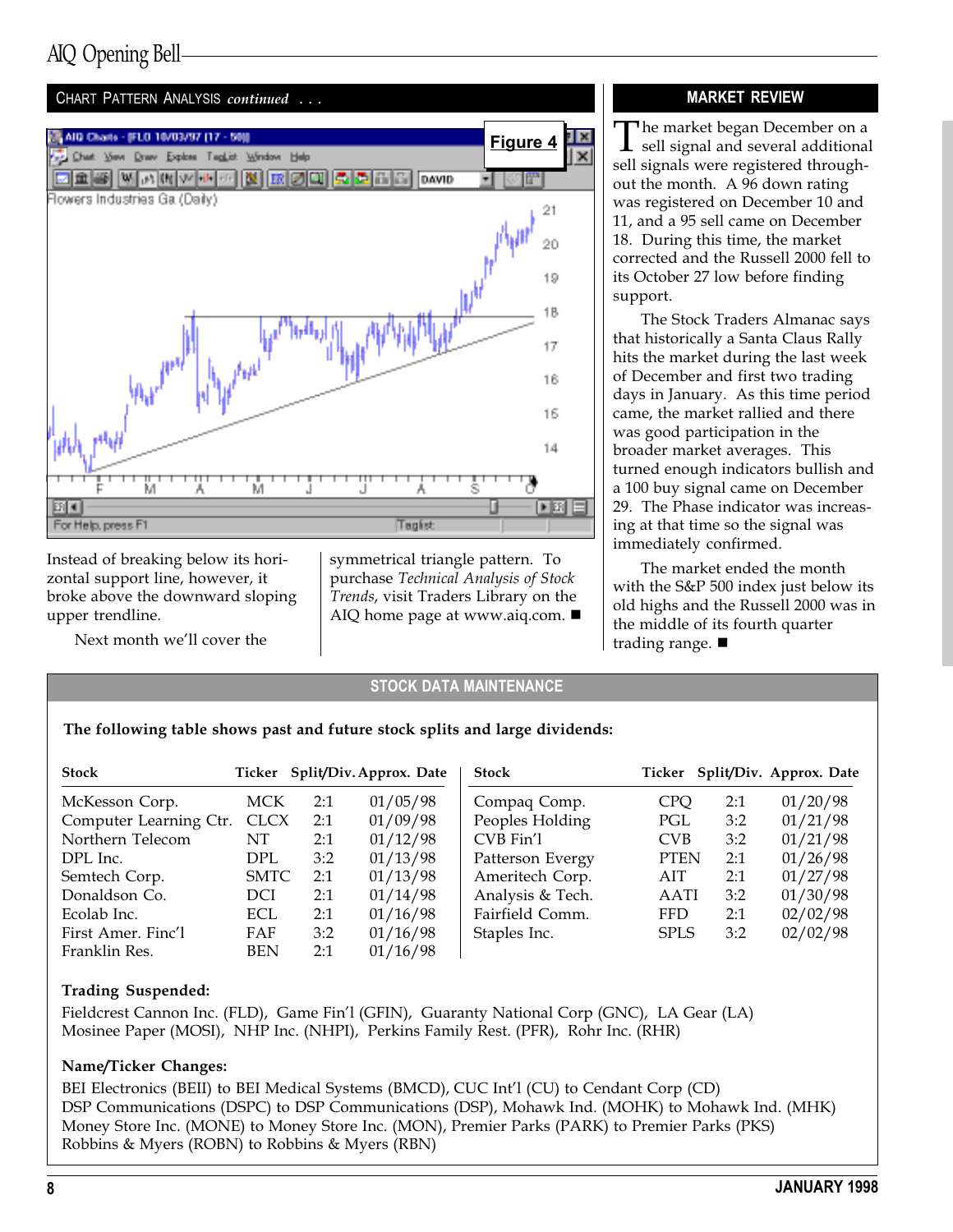## CHART PATTERN ANALYSIS *continued . . .*

Figure 4

AIQ Charts - [FLO 10/03/97 (17 - 50)]

Chart View Draw Explore TagList Window Help

DAVID

Flowers Industries Ga (Daily)

21
20
19
18
17
16
15
14

F M A M J J A S O

For Help, press F1

Taglist

Instead of breaking below its horizontal support line, however, it broke above the downward sloping upper trendline.

Next month we'll cover the symmetrical triangle pattern. To purchase *Technical Analysis of Stock Trends*, visit Traders Library on the AIQ home page at www.aiq.com. ■

## MARKET REVIEW

The market began December on a sell signal and several additional sell signals were registered throughout the month. A 96 down rating was registered on December 10 and 11, and a 95 sell came on December 18. During this time, the market corrected and the Russell 2000 fell to its October 27 low before finding support.

The Stock Traders Almanac says that historically a Santa Claus Rally hits the market during the last week of December and first two trading days in January. As this time period came, the market rallied and there was good participation in the broader market averages. This turned enough indicators bullish and a 100 buy signal came on December 29. The Phase indicator was increasing at that time so the signal was immediately confirmed.

The market ended the month with the S&P 500 index just below its old highs and the Russell 2000 was in the middle of its fourth quarter trading range. ■

## STOCK DATA MAINTENANCE

**The following table shows past and future stock splits and large dividends:**

| Stock | Ticker | Split/Div. | Approx. Date |
|---|---|---|---|
| McKesson Corp. | MCK | 2:1 | 01/05/98 |
| Computer Learning Ctr. | CLCX | 2:1 | 01/09/98 |
| Northern Telecom | NT | 2:1 | 01/12/98 |
| DPL Inc. | DPL | 3:2 | 01/13/98 |
| Semtech Corp. | SMTC | 2:1 | 01/13/98 |
| Donaldson Co. | DCI | 2:1 | 01/14/98 |
| Ecolab Inc. | ECL | 2:1 | 01/16/98 |
| First Amer. Finc'l | FAF | 3:2 | 01/16/98 |
| Franklin Res. | BEN | 2:1 | 01/16/98 |
| Compaq Comp. | CPQ | 2:1 | 01/20/98 |
| Peoples Holding | PGL | 3:2 | 01/21/98 |
| CVB Fin'l | CVB | 3:2 | 01/21/98 |
| Patterson Evergy | PTEN | 2:1 | 01/26/98 |
| Ameritech Corp. | AIT | 2:1 | 01/27/98 |
| Analysis & Tech. | AATI | 3:2 | 01/30/98 |
| Fairfield Comm. | FFD | 2:1 | 02/02/98 |
| Staples Inc. | SPLS | 3:2 | 02/02/98 |

**Trading Suspended:**

Fieldcrest Cannon Inc. (FLD), Game Fin'l (GFIN), Guaranty National Corp (GNC), LA Gear (LA) Mosinee Paper (MOSI), NHP Inc. (NHPI), Perkins Family Rest. (PFR), Rohr Inc. (RHR)

**Name/Ticker Changes:**

BEI Electronics (BEII) to BEI Medical Systems (BMCD), CUC Int'l (CU) to Cendant Corp (CD)
DSP Communications (DSPC) to DSP Communications (DSP), Mohawk Ind. (MOHK) to Mohawk Ind. (MHK)
Money Store Inc. (MONE) to Money Store Inc. (MON), Premier Parks (PARK) to Premier Parks (PKS)
Robbins & Myers (ROBN) to Robbins & Myers (RBN)